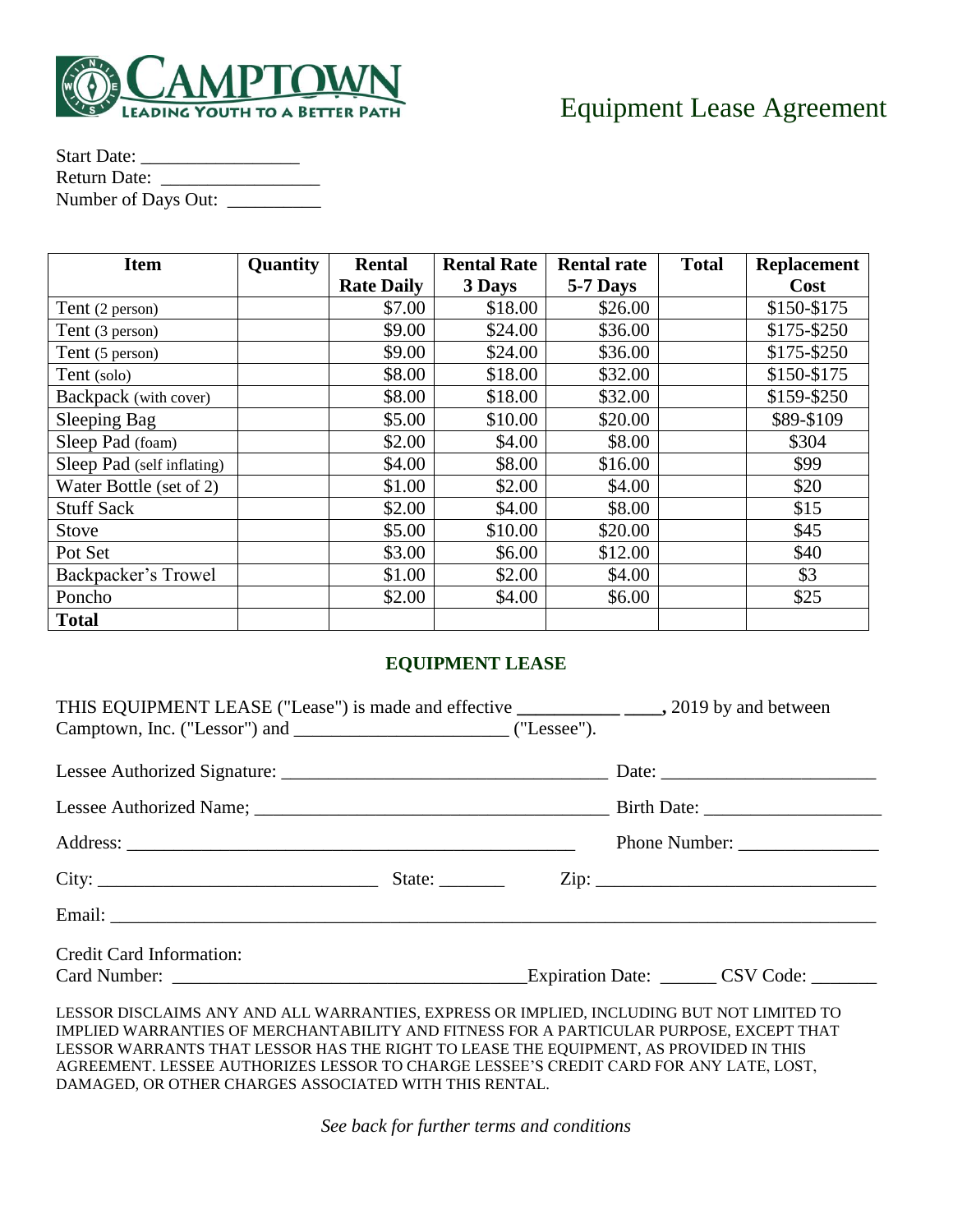CAMPTOWN
LEADING YOUTH TO A BETTER PATH

# Equipment Lease Agreement

Start Date: _________________
Return Date: _________________
Number of Days Out: __________

| Item | Quantity | Rental Rate Daily | Rental Rate 3 Days | Rental rate 5-7 Days | Total | Replacement Cost |
|---|---|---|---|---|---|---|
| Tent (2 person) | | $7.00 | $18.00 | $26.00 | | $150-$175 |
| Tent (3 person) | | $9.00 | $24.00 | $36.00 | | $175-$250 |
| Tent (5 person) | | $9.00 | $24.00 | $36.00 | | $175-$250 |
| Tent (solo) | | $8.00 | $18.00 | $32.00 | | $150-$175 |
| Backpack (with cover) | | $8.00 | $18.00 | $32.00 | | $159-$250 |
| Sleeping Bag | | $5.00 | $10.00 | $20.00 | | $89-$109 |
| Sleep Pad (foam) | | $2.00 | $4.00 | $8.00 | | $304 |
| Sleep Pad (self inflating) | | $4.00 | $8.00 | $16.00 | | $99 |
| Water Bottle (set of 2) | | $1.00 | $2.00 | $4.00 | | $20 |
| Stuff Sack | | $2.00 | $4.00 | $8.00 | | $15 |
| Stove | | $5.00 | $10.00 | $20.00 | | $45 |
| Pot Set | | $3.00 | $6.00 | $12.00 | | $40 |
| Backpacker's Trowel | | $1.00 | $2.00 | $4.00 | | $3 |
| Poncho | | $2.00 | $4.00 | $6.00 | | $25 |
| **Total** | | | | | | |

## EQUIPMENT LEASE

THIS EQUIPMENT LEASE ("Lease") is made and effective ___________ ____, 2019 by and between Camptown, Inc. ("Lessor") and _______________________ ("Lessee").

Lessee Authorized Signature: ___________________________________ Date: _______________________

Lessee Authorized Name; ______________________________________ Birth Date: ___________________

Address: ________________________________________________ Phone Number: _______________

City: ______________________________ State: _______ Zip: ______________________________

Email: ______________________________________________________________________________

Credit Card Information:
Card Number: ______________________________________Expiration Date: ______ CSV Code: _______

LESSOR DISCLAIMS ANY AND ALL WARRANTIES, EXPRESS OR IMPLIED, INCLUDING BUT NOT LIMITED TO IMPLIED WARRANTIES OF MERCHANTABILITY AND FITNESS FOR A PARTICULAR PURPOSE, EXCEPT THAT LESSOR WARRANTS THAT LESSOR HAS THE RIGHT TO LEASE THE EQUIPMENT, AS PROVIDED IN THIS AGREEMENT. LESSEE AUTHORIZES LESSOR TO CHARGE LESSEE'S CREDIT CARD FOR ANY LATE, LOST, DAMAGED, OR OTHER CHARGES ASSOCIATED WITH THIS RENTAL.

*See back for further terms and conditions*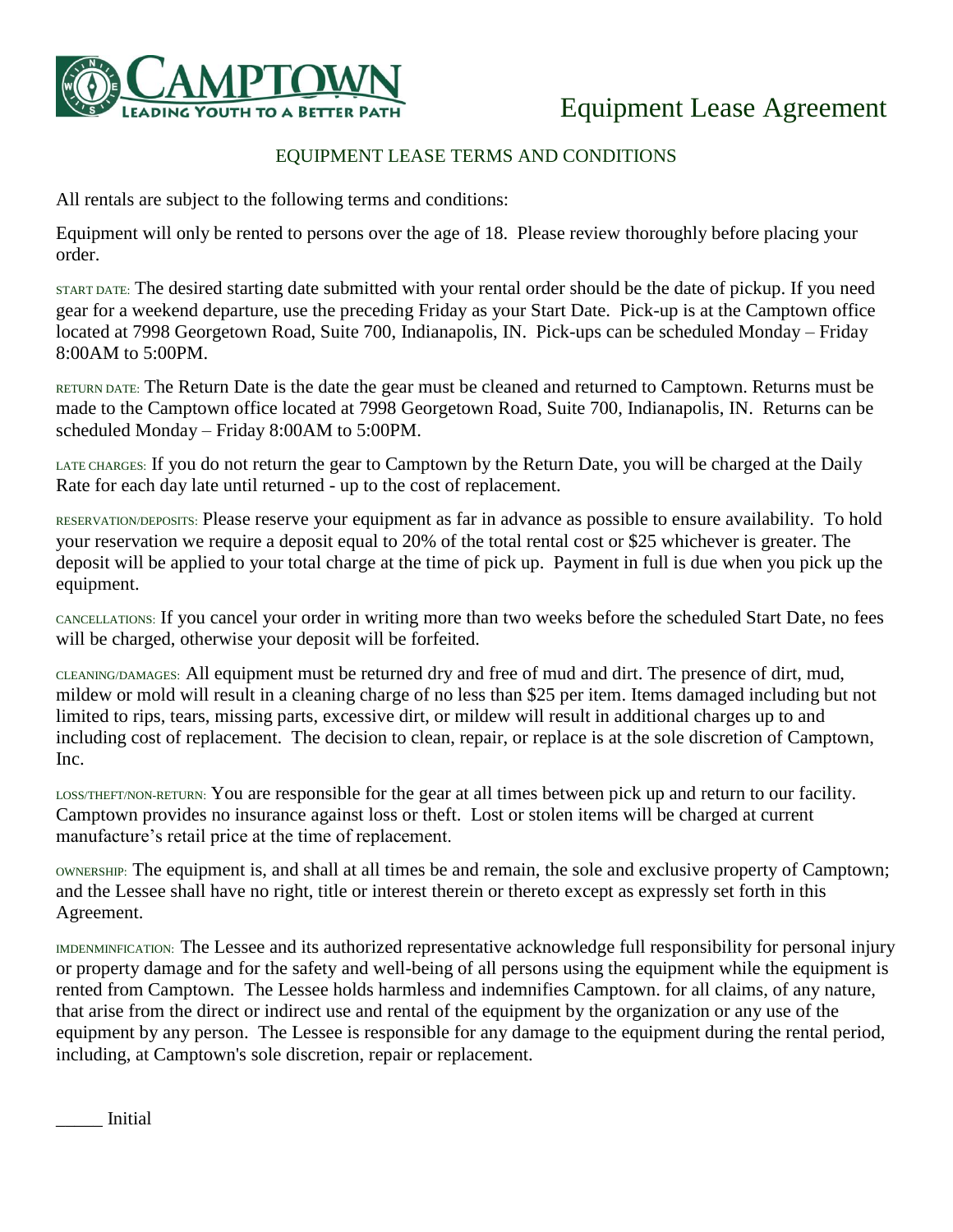# Equipment Lease Agreement

## EQUIPMENT LEASE TERMS AND CONDITIONS

All rentals are subject to the following terms and conditions:

Equipment will only be rented to persons over the age of 18. Please review thoroughly before placing your order.

START DATE: The desired starting date submitted with your rental order should be the date of pickup. If you need gear for a weekend departure, use the preceding Friday as your Start Date. Pick-up is at the Camptown office located at 7998 Georgetown Road, Suite 700, Indianapolis, IN. Pick-ups can be scheduled Monday – Friday 8:00AM to 5:00PM.

RETURN DATE: The Return Date is the date the gear must be cleaned and returned to Camptown. Returns must be made to the Camptown office located at 7998 Georgetown Road, Suite 700, Indianapolis, IN. Returns can be scheduled Monday – Friday 8:00AM to 5:00PM.

LATE CHARGES: If you do not return the gear to Camptown by the Return Date, you will be charged at the Daily Rate for each day late until returned - up to the cost of replacement.

RESERVATION/DEPOSITS: Please reserve your equipment as far in advance as possible to ensure availability. To hold your reservation we require a deposit equal to 20% of the total rental cost or $25 whichever is greater. The deposit will be applied to your total charge at the time of pick up. Payment in full is due when you pick up the equipment.

CANCELLATIONS: If you cancel your order in writing more than two weeks before the scheduled Start Date, no fees will be charged, otherwise your deposit will be forfeited.

CLEANING/DAMAGES: All equipment must be returned dry and free of mud and dirt. The presence of dirt, mud, mildew or mold will result in a cleaning charge of no less than $25 per item. Items damaged including but not limited to rips, tears, missing parts, excessive dirt, or mildew will result in additional charges up to and including cost of replacement. The decision to clean, repair, or replace is at the sole discretion of Camptown, Inc.

LOSS/THEFT/NON-RETURN: You are responsible for the gear at all times between pick up and return to our facility. Camptown provides no insurance against loss or theft. Lost or stolen items will be charged at current manufacture's retail price at the time of replacement.

OWNERSHIP: The equipment is, and shall at all times be and remain, the sole and exclusive property of Camptown; and the Lessee shall have no right, title or interest therein or thereto except as expressly set forth in this Agreement.

IMDENMINFICATION: The Lessee and its authorized representative acknowledge full responsibility for personal injury or property damage and for the safety and well-being of all persons using the equipment while the equipment is rented from Camptown. The Lessee holds harmless and indemnifies Camptown. for all claims, of any nature, that arise from the direct or indirect use and rental of the equipment by the organization or any use of the equipment by any person. The Lessee is responsible for any damage to the equipment during the rental period, including, at Camptown's sole discretion, repair or replacement.

_____ Initial